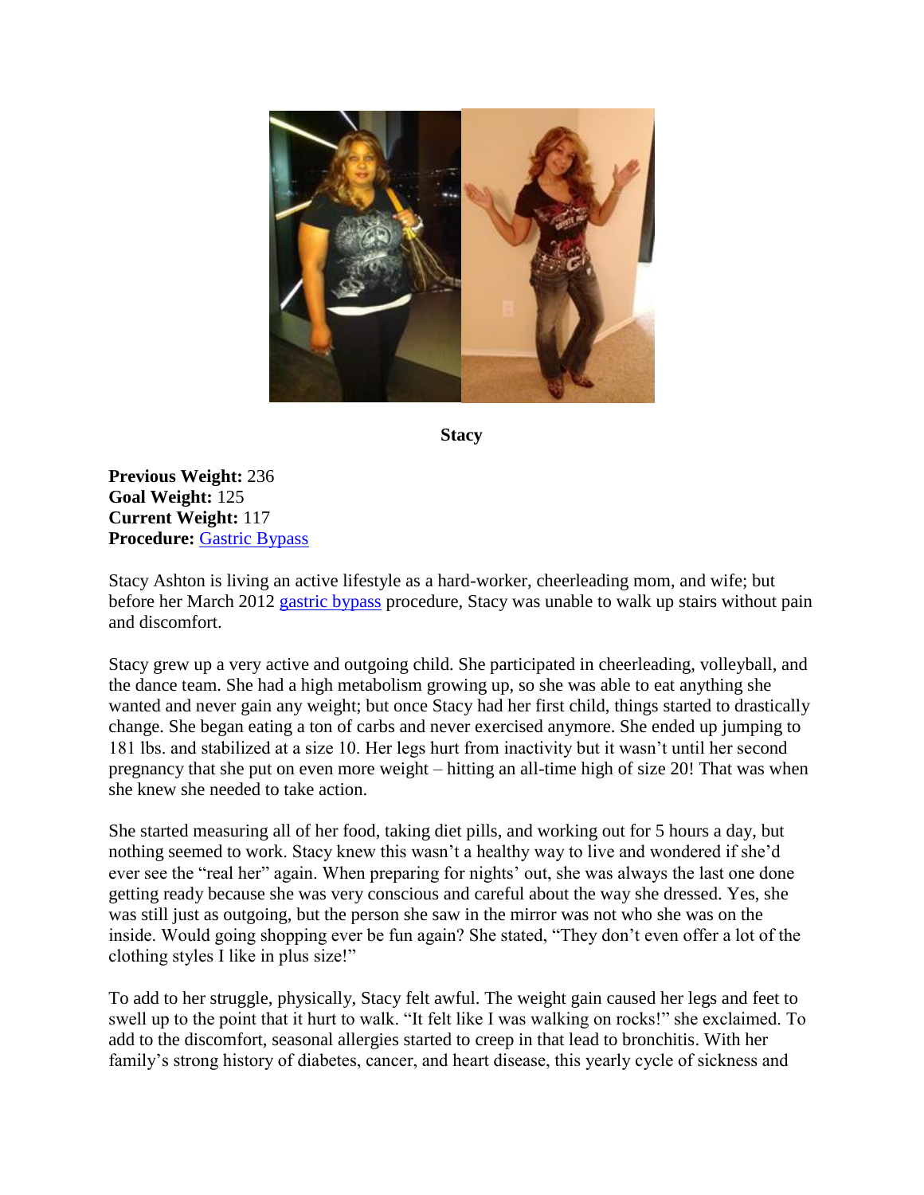**Stacy**

**Previous Weight:** 236
**Goal Weight:** 125
**Current Weight:** 117
**Procedure:** Gastric Bypass

Stacy Ashton is living an active lifestyle as a hard-worker, cheerleading mom, and wife; but before her March 2012 gastric bypass procedure, Stacy was unable to walk up stairs without pain and discomfort.

Stacy grew up a very active and outgoing child. She participated in cheerleading, volleyball, and the dance team. She had a high metabolism growing up, so she was able to eat anything she wanted and never gain any weight; but once Stacy had her first child, things started to drastically change. She began eating a ton of carbs and never exercised anymore. She ended up jumping to 181 lbs. and stabilized at a size 10. Her legs hurt from inactivity but it wasn't until her second pregnancy that she put on even more weight – hitting an all-time high of size 20! That was when she knew she needed to take action.

She started measuring all of her food, taking diet pills, and working out for 5 hours a day, but nothing seemed to work. Stacy knew this wasn't a healthy way to live and wondered if she'd ever see the "real her" again. When preparing for nights' out, she was always the last one done getting ready because she was very conscious and careful about the way she dressed. Yes, she was still just as outgoing, but the person she saw in the mirror was not who she was on the inside. Would going shopping ever be fun again? She stated, "They don't even offer a lot of the clothing styles I like in plus size!"

To add to her struggle, physically, Stacy felt awful. The weight gain caused her legs and feet to swell up to the point that it hurt to walk. "It felt like I was walking on rocks!" she exclaimed. To add to the discomfort, seasonal allergies started to creep in that lead to bronchitis. With her family's strong history of diabetes, cancer, and heart disease, this yearly cycle of sickness and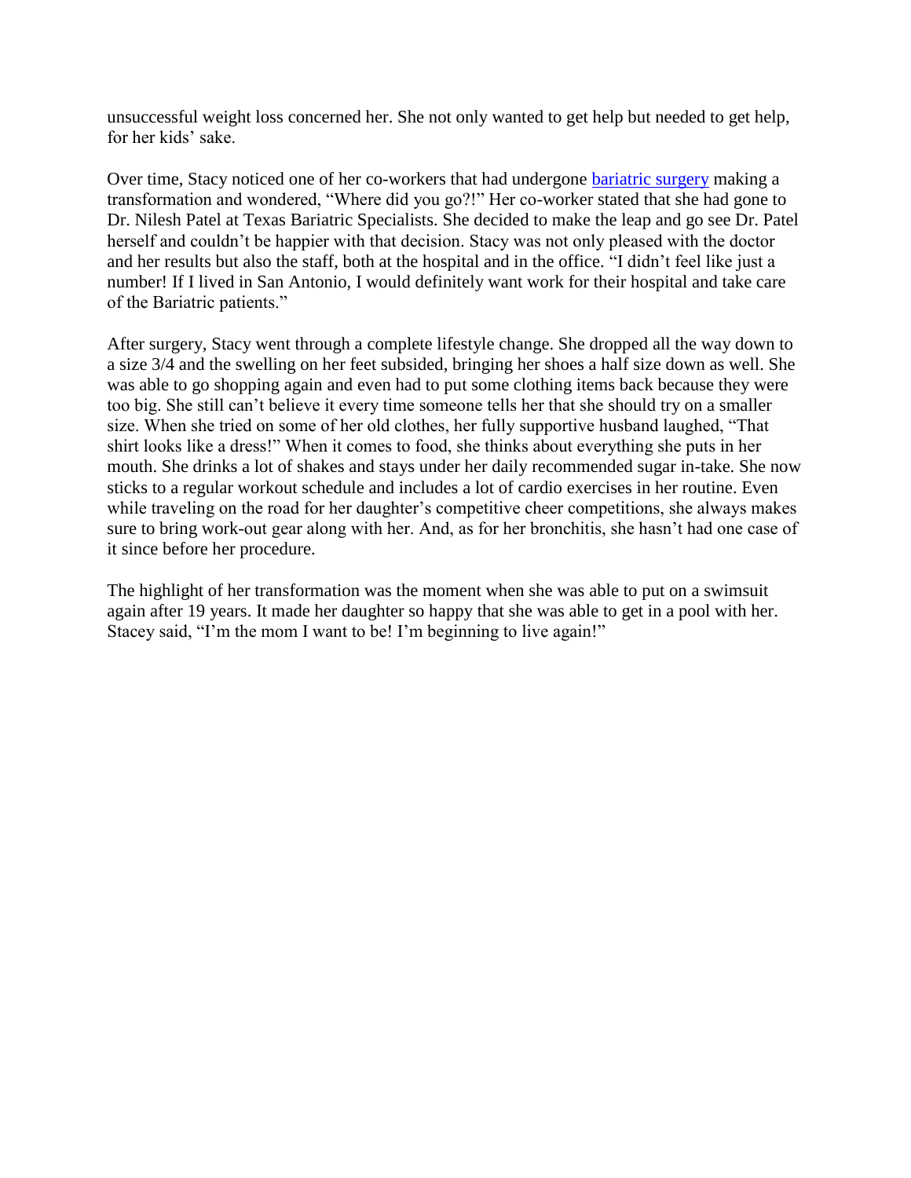unsuccessful weight loss concerned her. She not only wanted to get help but needed to get help, for her kids' sake.

Over time, Stacy noticed one of her co-workers that had undergone [bariatric surgery] making a transformation and wondered, "Where did you go?!" Her co-worker stated that she had gone to Dr. Nilesh Patel at Texas Bariatric Specialists. She decided to make the leap and go see Dr. Patel herself and couldn't be happier with that decision. Stacy was not only pleased with the doctor and her results but also the staff, both at the hospital and in the office. "I didn't feel like just a number! If I lived in San Antonio, I would definitely want work for their hospital and take care of the Bariatric patients."

After surgery, Stacy went through a complete lifestyle change. She dropped all the way down to a size 3/4 and the swelling on her feet subsided, bringing her shoes a half size down as well. She was able to go shopping again and even had to put some clothing items back because they were too big. She still can't believe it every time someone tells her that she should try on a smaller size. When she tried on some of her old clothes, her fully supportive husband laughed, "That shirt looks like a dress!" When it comes to food, she thinks about everything she puts in her mouth. She drinks a lot of shakes and stays under her daily recommended sugar in-take. She now sticks to a regular workout schedule and includes a lot of cardio exercises in her routine. Even while traveling on the road for her daughter's competitive cheer competitions, she always makes sure to bring work-out gear along with her. And, as for her bronchitis, she hasn't had one case of it since before her procedure.

The highlight of her transformation was the moment when she was able to put on a swimsuit again after 19 years. It made her daughter so happy that she was able to get in a pool with her. Stacey said, "I'm the mom I want to be! I'm beginning to live again!"